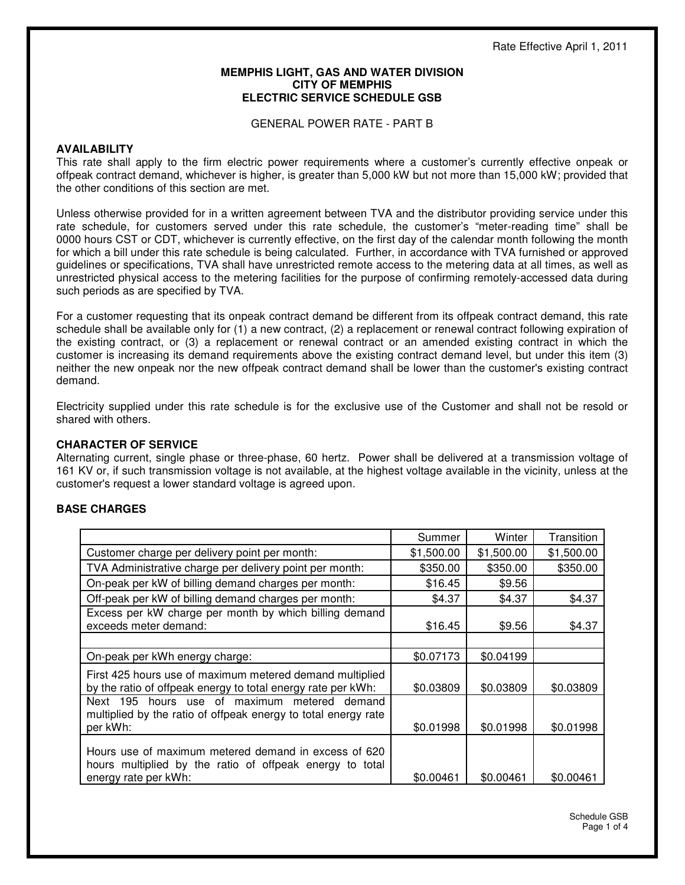Rate Effective April 1, 2011

**MEMPHIS LIGHT, GAS AND WATER DIVISION**
**CITY OF MEMPHIS**
**ELECTRIC SERVICE SCHEDULE GSB**

GENERAL POWER RATE - PART B

## AVAILABILITY

This rate shall apply to the firm electric power requirements where a customer's currently effective onpeak or offpeak contract demand, whichever is higher, is greater than 5,000 kW but not more than 15,000 kW; provided that the other conditions of this section are met.

Unless otherwise provided for in a written agreement between TVA and the distributor providing service under this rate schedule, for customers served under this rate schedule, the customer's "meter-reading time" shall be 0000 hours CST or CDT, whichever is currently effective, on the first day of the calendar month following the month for which a bill under this rate schedule is being calculated. Further, in accordance with TVA furnished or approved guidelines or specifications, TVA shall have unrestricted remote access to the metering data at all times, as well as unrestricted physical access to the metering facilities for the purpose of confirming remotely-accessed data during such periods as are specified by TVA.

For a customer requesting that its onpeak contract demand be different from its offpeak contract demand, this rate schedule shall be available only for (1) a new contract, (2) a replacement or renewal contract following expiration of the existing contract, or (3) a replacement or renewal contract or an amended existing contract in which the customer is increasing its demand requirements above the existing contract demand level, but under this item (3) neither the new onpeak nor the new offpeak contract demand shall be lower than the customer's existing contract demand.

Electricity supplied under this rate schedule is for the exclusive use of the Customer and shall not be resold or shared with others.

## CHARACTER OF SERVICE

Alternating current, single phase or three-phase, 60 hertz. Power shall be delivered at a transmission voltage of 161 KV or, if such transmission voltage is not available, at the highest voltage available in the vicinity, unless at the customer's request a lower standard voltage is agreed upon.

## BASE CHARGES

| | Summer | Winter | Transition |
|---|---|---|---|
| Customer charge per delivery point per month: | $1,500.00 | $1,500.00 | $1,500.00 |
| TVA Administrative charge per delivery point per month: | $350.00 | $350.00 | $350.00 |
| On-peak per kW of billing demand charges per month: | $16.45 | $9.56 | |
| Off-peak per kW of billing demand charges per month: | $4.37 | $4.37 | $4.37 |
| Excess per kW charge per month by which billing demand exceeds meter demand: | $16.45 | $9.56 | $4.37 |
| | | | |
| On-peak per kWh energy charge: | $0.07173 | $0.04199 | |
| First 425 hours use of maximum metered demand multiplied by the ratio of offpeak energy to total energy rate per kWh: | $0.03809 | $0.03809 | $0.03809 |
| Next 195 hours use of maximum metered demand multiplied by the ratio of offpeak energy to total energy rate per kWh: | $0.01998 | $0.01998 | $0.01998 |
| Hours use of maximum metered demand in excess of 620 hours multiplied by the ratio of offpeak energy to total energy rate per kWh: | $0.00461 | $0.00461 | $0.00461 |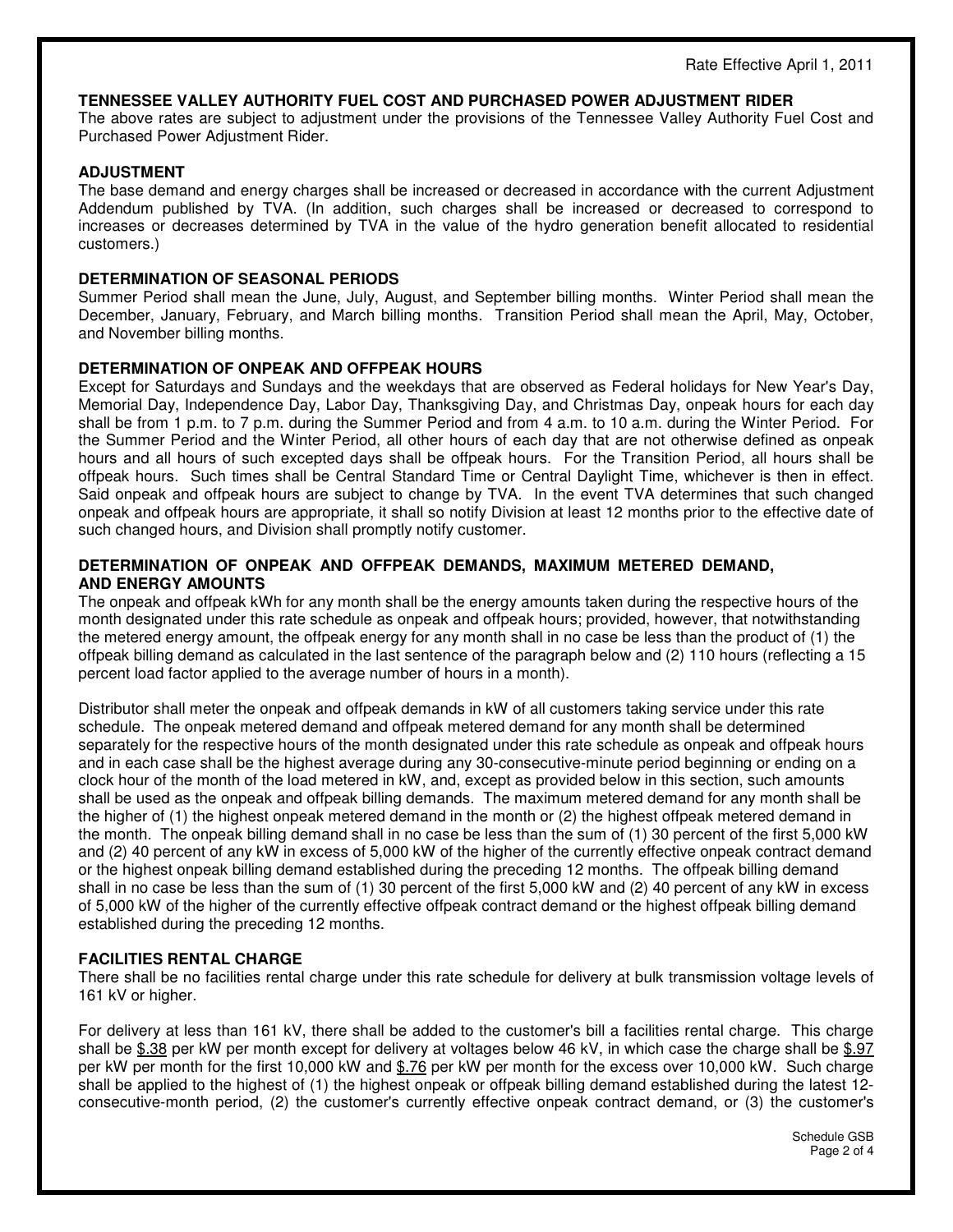Rate Effective April 1, 2011

**TENNESSEE VALLEY AUTHORITY FUEL COST AND PURCHASED POWER ADJUSTMENT RIDER**

The above rates are subject to adjustment under the provisions of the Tennessee Valley Authority Fuel Cost and Purchased Power Adjustment Rider.

**ADJUSTMENT**

The base demand and energy charges shall be increased or decreased in accordance with the current Adjustment Addendum published by TVA. (In addition, such charges shall be increased or decreased to correspond to increases or decreases determined by TVA in the value of the hydro generation benefit allocated to residential customers.)

**DETERMINATION OF SEASONAL PERIODS**

Summer Period shall mean the June, July, August, and September billing months. Winter Period shall mean the December, January, February, and March billing months. Transition Period shall mean the April, May, October, and November billing months.

**DETERMINATION OF ONPEAK AND OFFPEAK HOURS**

Except for Saturdays and Sundays and the weekdays that are observed as Federal holidays for New Year's Day, Memorial Day, Independence Day, Labor Day, Thanksgiving Day, and Christmas Day, onpeak hours for each day shall be from 1 p.m. to 7 p.m. during the Summer Period and from 4 a.m. to 10 a.m. during the Winter Period. For the Summer Period and the Winter Period, all other hours of each day that are not otherwise defined as onpeak hours and all hours of such excepted days shall be offpeak hours. For the Transition Period, all hours shall be offpeak hours. Such times shall be Central Standard Time or Central Daylight Time, whichever is then in effect. Said onpeak and offpeak hours are subject to change by TVA. In the event TVA determines that such changed onpeak and offpeak hours are appropriate, it shall so notify Division at least 12 months prior to the effective date of such changed hours, and Division shall promptly notify customer.

**DETERMINATION OF ONPEAK AND OFFPEAK DEMANDS, MAXIMUM METERED DEMAND, AND ENERGY AMOUNTS**

The onpeak and offpeak kWh for any month shall be the energy amounts taken during the respective hours of the month designated under this rate schedule as onpeak and offpeak hours; provided, however, that notwithstanding the metered energy amount, the offpeak energy for any month shall in no case be less than the product of (1) the offpeak billing demand as calculated in the last sentence of the paragraph below and (2) 110 hours (reflecting a 15 percent load factor applied to the average number of hours in a month).

Distributor shall meter the onpeak and offpeak demands in kW of all customers taking service under this rate schedule. The onpeak metered demand and offpeak metered demand for any month shall be determined separately for the respective hours of the month designated under this rate schedule as onpeak and offpeak hours and in each case shall be the highest average during any 30-consecutive-minute period beginning or ending on a clock hour of the month of the load metered in kW, and, except as provided below in this section, such amounts shall be used as the onpeak and offpeak billing demands. The maximum metered demand for any month shall be the higher of (1) the highest onpeak metered demand in the month or (2) the highest offpeak metered demand in the month. The onpeak billing demand shall in no case be less than the sum of (1) 30 percent of the first 5,000 kW and (2) 40 percent of any kW in excess of 5,000 kW of the higher of the currently effective onpeak contract demand or the highest onpeak billing demand established during the preceding 12 months. The offpeak billing demand shall in no case be less than the sum of (1) 30 percent of the first 5,000 kW and (2) 40 percent of any kW in excess of 5,000 kW of the higher of the currently effective offpeak contract demand or the highest offpeak billing demand established during the preceding 12 months.

**FACILITIES RENTAL CHARGE**

There shall be no facilities rental charge under this rate schedule for delivery at bulk transmission voltage levels of 161 kV or higher.

For delivery at less than 161 kV, there shall be added to the customer's bill a facilities rental charge. This charge shall be $.38 per kW per month except for delivery at voltages below 46 kV, in which case the charge shall be $.97 per kW per month for the first 10,000 kW and $.76 per kW per month for the excess over 10,000 kW. Such charge shall be applied to the highest of (1) the highest onpeak or offpeak billing demand established during the latest 12-consecutive-month period, (2) the customer's currently effective onpeak contract demand, or (3) the customer's

Schedule GSB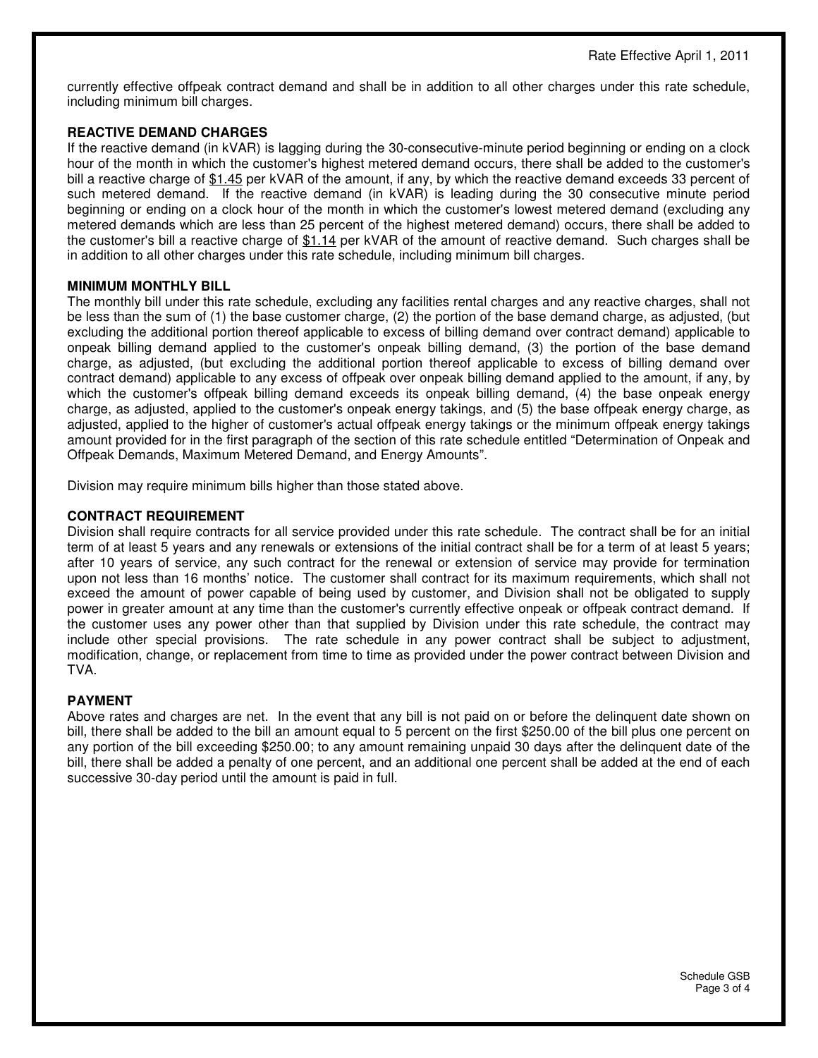currently effective offpeak contract demand and shall be in addition to all other charges under this rate schedule, including minimum bill charges.

## REACTIVE DEMAND CHARGES

If the reactive demand (in kVAR) is lagging during the 30-consecutive-minute period beginning or ending on a clock hour of the month in which the customer's highest metered demand occurs, there shall be added to the customer's bill a reactive charge of $1.45 per kVAR of the amount, if any, by which the reactive demand exceeds 33 percent of such metered demand. If the reactive demand (in kVAR) is leading during the 30 consecutive minute period beginning or ending on a clock hour of the month in which the customer's lowest metered demand (excluding any metered demands which are less than 25 percent of the highest metered demand) occurs, there shall be added to the customer's bill a reactive charge of $1.14 per kVAR of the amount of reactive demand. Such charges shall be in addition to all other charges under this rate schedule, including minimum bill charges.

## MINIMUM MONTHLY BILL

The monthly bill under this rate schedule, excluding any facilities rental charges and any reactive charges, shall not be less than the sum of (1) the base customer charge, (2) the portion of the base demand charge, as adjusted, (but excluding the additional portion thereof applicable to excess of billing demand over contract demand) applicable to onpeak billing demand applied to the customer's onpeak billing demand, (3) the portion of the base demand charge, as adjusted, (but excluding the additional portion thereof applicable to excess of billing demand over contract demand) applicable to any excess of offpeak over onpeak billing demand applied to the amount, if any, by which the customer's offpeak billing demand exceeds its onpeak billing demand, (4) the base onpeak energy charge, as adjusted, applied to the customer's onpeak energy takings, and (5) the base offpeak energy charge, as adjusted, applied to the higher of customer's actual offpeak energy takings or the minimum offpeak energy takings amount provided for in the first paragraph of the section of this rate schedule entitled "Determination of Onpeak and Offpeak Demands, Maximum Metered Demand, and Energy Amounts".

Division may require minimum bills higher than those stated above.

## CONTRACT REQUIREMENT

Division shall require contracts for all service provided under this rate schedule. The contract shall be for an initial term of at least 5 years and any renewals or extensions of the initial contract shall be for a term of at least 5 years; after 10 years of service, any such contract for the renewal or extension of service may provide for termination upon not less than 16 months' notice. The customer shall contract for its maximum requirements, which shall not exceed the amount of power capable of being used by customer, and Division shall not be obligated to supply power in greater amount at any time than the customer's currently effective onpeak or offpeak contract demand. If the customer uses any power other than that supplied by Division under this rate schedule, the contract may include other special provisions. The rate schedule in any power contract shall be subject to adjustment, modification, change, or replacement from time to time as provided under the power contract between Division and TVA.

## PAYMENT

Above rates and charges are net. In the event that any bill is not paid on or before the delinquent date shown on bill, there shall be added to the bill an amount equal to 5 percent on the first $250.00 of the bill plus one percent on any portion of the bill exceeding $250.00; to any amount remaining unpaid 30 days after the delinquent date of the bill, there shall be added a penalty of one percent, and an additional one percent shall be added at the end of each successive 30-day period until the amount is paid in full.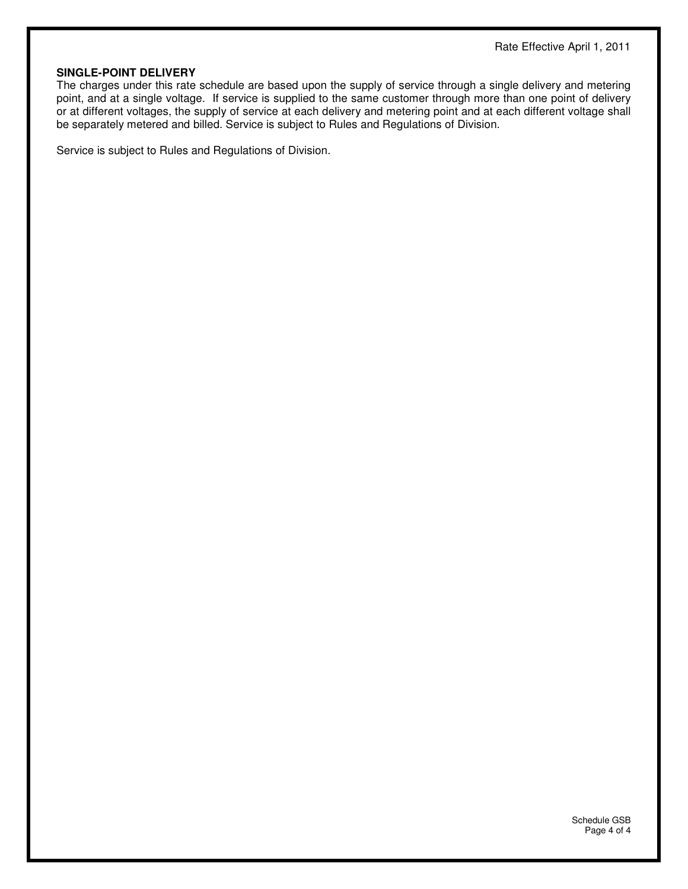Rate Effective April 1, 2011

**SINGLE-POINT DELIVERY**

The charges under this rate schedule are based upon the supply of service through a single delivery and metering point, and at a single voltage. If service is supplied to the same customer through more than one point of delivery or at different voltages, the supply of service at each delivery and metering point and at each different voltage shall be separately metered and billed. Service is subject to Rules and Regulations of Division.

Service is subject to Rules and Regulations of Division.